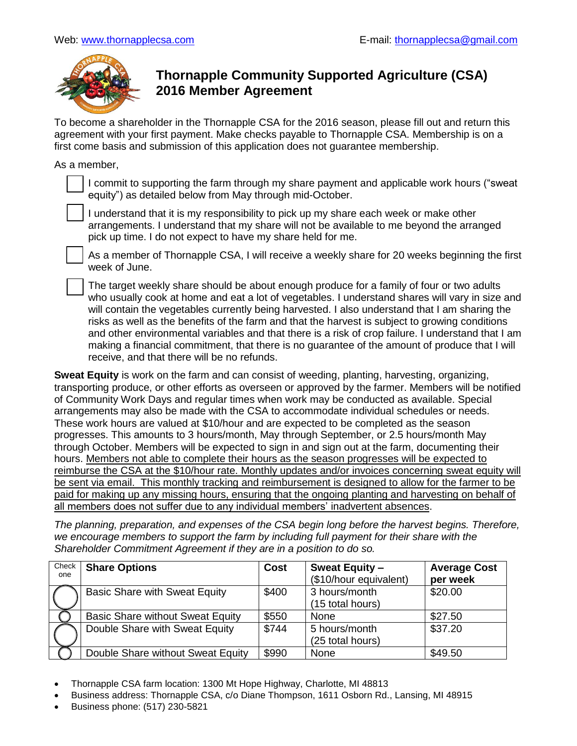Web: www.thornapplecsa.com E-mail: thornapplecsa@gmail.com

# Thornapple Community Supported Agriculture (CSA) 2016 Member Agreement

To become a shareholder in the Thornapple CSA for the 2016 season, please fill out and return this agreement with your first payment. Make checks payable to Thornapple CSA. Membership is on a first come basis and submission of this application does not guarantee membership.

As a member,

- ☐ I commit to supporting the farm through my share payment and applicable work hours ("sweat equity") as detailed below from May through mid-October.
- ☐ I understand that it is my responsibility to pick up my share each week or make other arrangements. I understand that my share will not be available to me beyond the arranged pick up time. I do not expect to have my share held for me.
- ☐ As a member of Thornapple CSA, I will receive a weekly share for 20 weeks beginning the first week of June.
- ☐ The target weekly share should be about enough produce for a family of four or two adults who usually cook at home and eat a lot of vegetables. I understand shares will vary in size and will contain the vegetables currently being harvested. I also understand that I am sharing the risks as well as the benefits of the farm and that the harvest is subject to growing conditions and other environmental variables and that there is a risk of crop failure. I understand that I am making a financial commitment, that there is no guarantee of the amount of produce that I will receive, and that there will be no refunds.

**Sweat Equity** is work on the farm and can consist of weeding, planting, harvesting, organizing, transporting produce, or other efforts as overseen or approved by the farmer. Members will be notified of Community Work Days and regular times when work may be conducted as available. Special arrangements may also be made with the CSA to accommodate individual schedules or needs. These work hours are valued at $10/hour and are expected to be completed as the season progresses. This amounts to 3 hours/month, May through September, or 2.5 hours/month May through October. Members will be expected to sign in and sign out at the farm, documenting their hours. <u>Members not able to complete their hours as the season progresses will be expected to reimburse the CSA at the $10/hour rate. Monthly updates and/or invoices concerning sweat equity will be sent via email. This monthly tracking and reimbursement is designed to allow for the farmer to be paid for making up any missing hours, ensuring that the ongoing planting and harvesting on behalf of all members does not suffer due to any individual members' inadvertent absences</u>.

*The planning, preparation, and expenses of the CSA begin long before the harvest begins. Therefore, we encourage members to support the farm by including full payment for their share with the Shareholder Commitment Agreement if they are in a position to do so.*

| Check one | Share Options | Cost | Sweat Equity – ($10/hour equivalent) | Average Cost per week |
|---|---|---|---|---|
| ○ | Basic Share with Sweat Equity | $400 | 3 hours/month (15 total hours) | $20.00 |
| ○ | Basic Share without Sweat Equity | $550 | None | $27.50 |
| ○ | Double Share with Sweat Equity | $744 | 5 hours/month (25 total hours) | $37.20 |
| ○ | Double Share without Sweat Equity | $990 | None | $49.50 |

- Thornapple CSA farm location: 1300 Mt Hope Highway, Charlotte, MI 48813
- Business address: Thornapple CSA, c/o Diane Thompson, 1611 Osborn Rd., Lansing, MI 48915
- Business phone: (517) 230-5821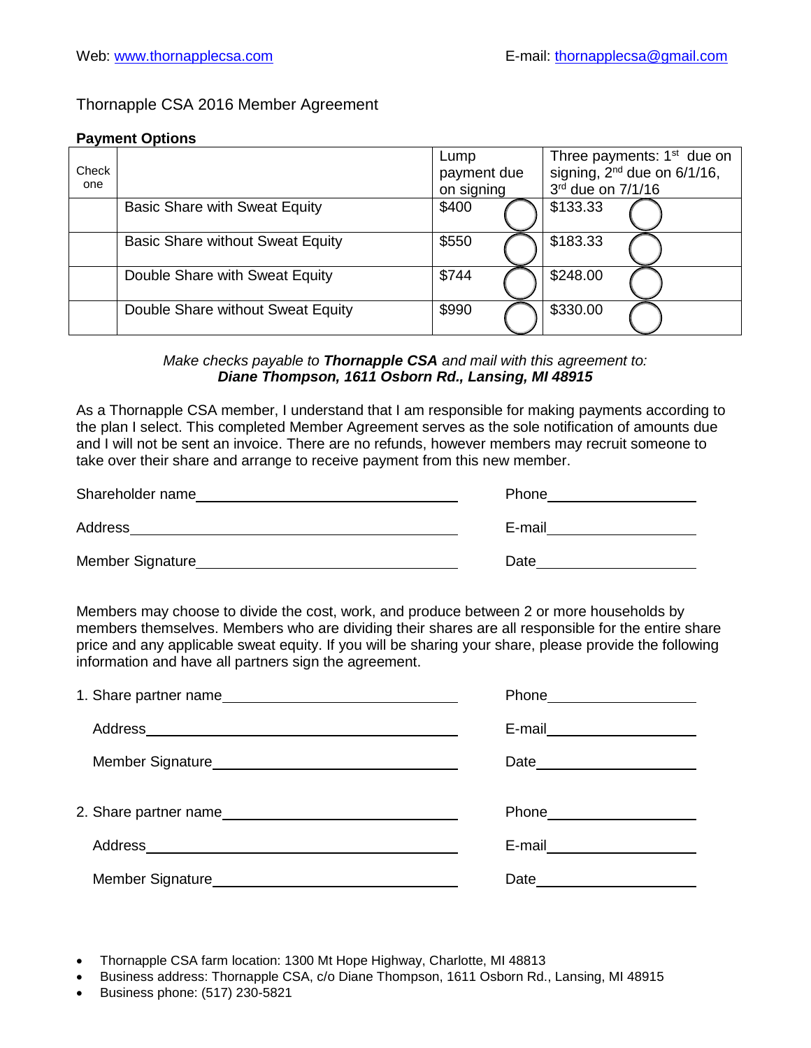Web: www.thornapplecsa.com E-mail: thornapplecsa@gmail.com

# Thornapple CSA 2016 Member Agreement

**Payment Options**

| Check one | | Lump payment due on signing | Three payments: 1st due on signing, 2nd due on 6/1/16, 3rd due on 7/1/16 |
|---|---|---|---|
| | Basic Share with Sweat Equity | $400 ◯ | $133.33 ◯ |
| | Basic Share without Sweat Equity | $550 ◯ | $183.33 ◯ |
| | Double Share with Sweat Equity | $744 ◯ | $248.00 ◯ |
| | Double Share without Sweat Equity | $990 ◯ | $330.00 ◯ |

*Make checks payable to **Thornapple CSA** and mail with this agreement to:*
***Diane Thompson, 1611 Osborn Rd., Lansing, MI 48915***

As a Thornapple CSA member, I understand that I am responsible for making payments according to the plan I select. This completed Member Agreement serves as the sole notification of amounts due and I will not be sent an invoice. There are no refunds, however members may recruit someone to take over their share and arrange to receive payment from this new member.

Shareholder name________________________________ Phone__________________

Address________________________________________ E-mail_________________

Member Signature_______________________________ Date___________________

Members may choose to divide the cost, work, and produce between 2 or more households by members themselves. Members who are dividing their shares are all responsible for the entire share price and any applicable sweat equity. If you will be sharing your share, please provide the following information and have all partners sign the agreement.

1. Share partner name____________________________ Phone__________________

   Address______________________________________ E-mail_________________

   Member Signature_____________________________ Date___________________

2. Share partner name____________________________ Phone__________________

   Address______________________________________ E-mail_________________

   Member Signature_____________________________ Date___________________

- Thornapple CSA farm location: 1300 Mt Hope Highway, Charlotte, MI 48813
- Business address: Thornapple CSA, c/o Diane Thompson, 1611 Osborn Rd., Lansing, MI 48915
- Business phone: (517) 230-5821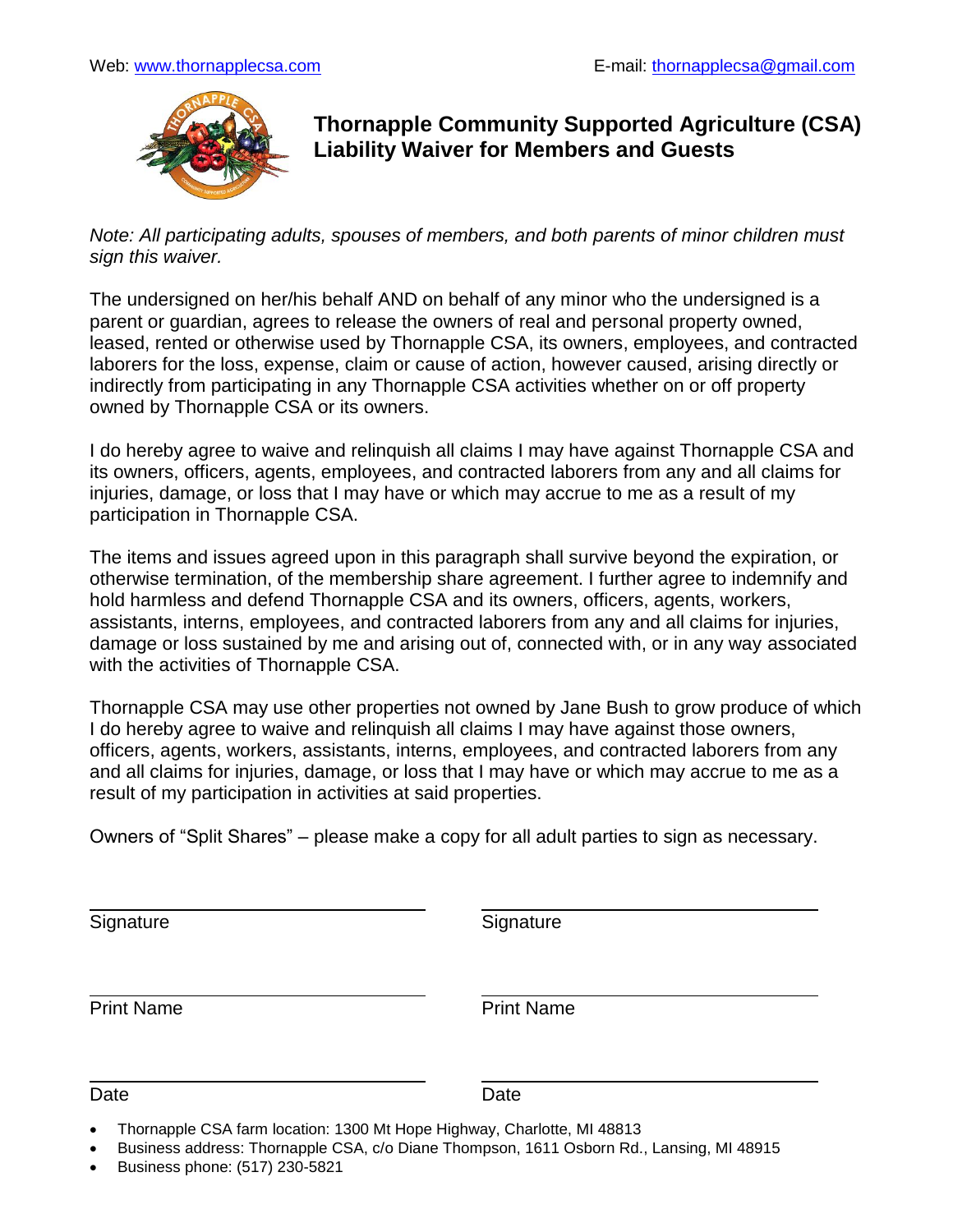Web: www.thornapplecsa.com E-mail: thornapplecsa@gmail.com

# Thornapple Community Supported Agriculture (CSA) Liability Waiver for Members and Guests

*Note: All participating adults, spouses of members, and both parents of minor children must sign this waiver.*

The undersigned on her/his behalf AND on behalf of any minor who the undersigned is a parent or guardian, agrees to release the owners of real and personal property owned, leased, rented or otherwise used by Thornapple CSA, its owners, employees, and contracted laborers for the loss, expense, claim or cause of action, however caused, arising directly or indirectly from participating in any Thornapple CSA activities whether on or off property owned by Thornapple CSA or its owners.

I do hereby agree to waive and relinquish all claims I may have against Thornapple CSA and its owners, officers, agents, employees, and contracted laborers from any and all claims for injuries, damage, or loss that I may have or which may accrue to me as a result of my participation in Thornapple CSA.

The items and issues agreed upon in this paragraph shall survive beyond the expiration, or otherwise termination, of the membership share agreement. I further agree to indemnify and hold harmless and defend Thornapple CSA and its owners, officers, agents, workers, assistants, interns, employees, and contracted laborers from any and all claims for injuries, damage or loss sustained by me and arising out of, connected with, or in any way associated with the activities of Thornapple CSA.

Thornapple CSA may use other properties not owned by Jane Bush to grow produce of which I do hereby agree to waive and relinquish all claims I may have against those owners, officers, agents, workers, assistants, interns, employees, and contracted laborers from any and all claims for injuries, damage, or loss that I may have or which may accrue to me as a result of my participation in activities at said properties.

Owners of “Split Shares” – please make a copy for all adult parties to sign as necessary.

| | |
|---|---|
| Signature | Signature |
| Print Name | Print Name |
| Date | Date |

- Thornapple CSA farm location: 1300 Mt Hope Highway, Charlotte, MI 48813
- Business address: Thornapple CSA, c/o Diane Thompson, 1611 Osborn Rd., Lansing, MI 48915
- Business phone: (517) 230-5821